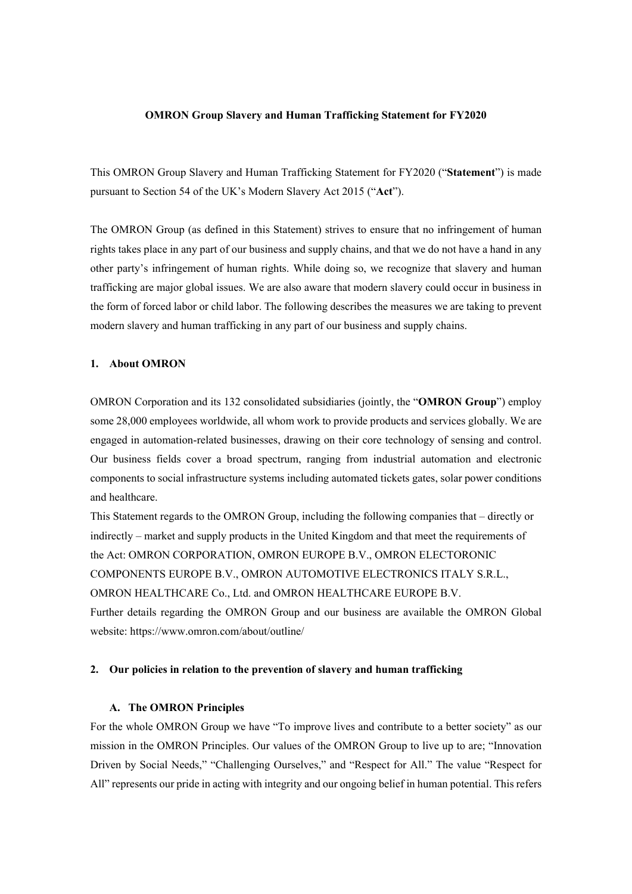**OMRON Group Slavery and Human Trafficking Statement for FY2020**

This OMRON Group Slavery and Human Trafficking Statement for FY2020 ("**Statement**") is made pursuant to Section 54 of the UK's Modern Slavery Act 2015 ("**Act**").

The OMRON Group (as defined in this Statement) strives to ensure that no infringement of human rights takes place in any part of our business and supply chains, and that we do not have a hand in any other party's infringement of human rights. While doing so, we recognize that slavery and human trafficking are major global issues. We are also aware that modern slavery could occur in business in the form of forced labor or child labor. The following describes the measures we are taking to prevent modern slavery and human trafficking in any part of our business and supply chains.

## 1. About OMRON

OMRON Corporation and its 132 consolidated subsidiaries (jointly, the "**OMRON Group**") employ some 28,000 employees worldwide, all whom work to provide products and services globally. We are engaged in automation-related businesses, drawing on their core technology of sensing and control. Our business fields cover a broad spectrum, ranging from industrial automation and electronic components to social infrastructure systems including automated tickets gates, solar power conditions and healthcare.

This Statement regards to the OMRON Group, including the following companies that – directly or indirectly – market and supply products in the United Kingdom and that meet the requirements of the Act: OMRON CORPORATION, OMRON EUROPE B.V., OMRON ELECTORONIC COMPONENTS EUROPE B.V., OMRON AUTOMOTIVE ELECTRONICS ITALY S.R.L., OMRON HEALTHCARE Co., Ltd. and OMRON HEALTHCARE EUROPE B.V.

Further details regarding the OMRON Group and our business are available the OMRON Global website: https://www.omron.com/about/outline/

## 2. Our policies in relation to the prevention of slavery and human trafficking

### A. The OMRON Principles

For the whole OMRON Group we have "To improve lives and contribute to a better society" as our mission in the OMRON Principles. Our values of the OMRON Group to live up to are; "Innovation Driven by Social Needs," "Challenging Ourselves," and "Respect for All." The value "Respect for All" represents our pride in acting with integrity and our ongoing belief in human potential. This refers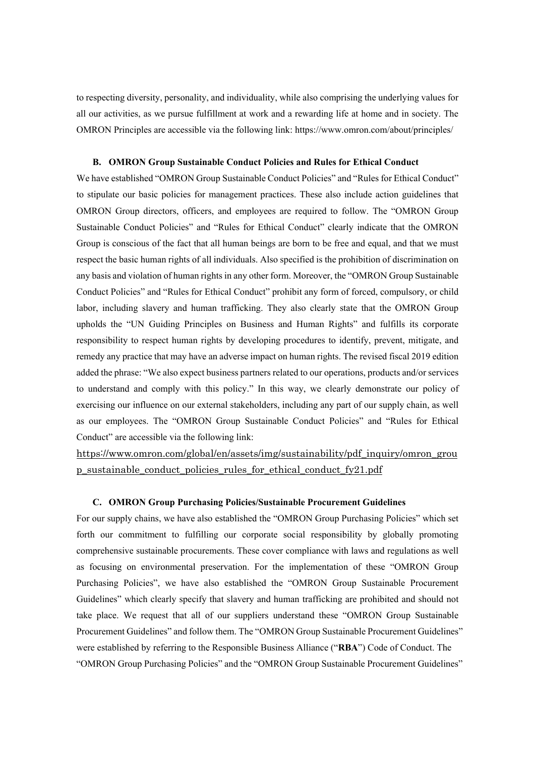to respecting diversity, personality, and individuality, while also comprising the underlying values for all our activities, as we pursue fulfillment at work and a rewarding life at home and in society. The OMRON Principles are accessible via the following link: https://www.omron.com/about/principles/

### B. OMRON Group Sustainable Conduct Policies and Rules for Ethical Conduct

We have established "OMRON Group Sustainable Conduct Policies" and "Rules for Ethical Conduct" to stipulate our basic policies for management practices. These also include action guidelines that OMRON Group directors, officers, and employees are required to follow. The "OMRON Group Sustainable Conduct Policies" and "Rules for Ethical Conduct" clearly indicate that the OMRON Group is conscious of the fact that all human beings are born to be free and equal, and that we must respect the basic human rights of all individuals. Also specified is the prohibition of discrimination on any basis and violation of human rights in any other form. Moreover, the "OMRON Group Sustainable Conduct Policies" and "Rules for Ethical Conduct" prohibit any form of forced, compulsory, or child labor, including slavery and human trafficking. They also clearly state that the OMRON Group upholds the "UN Guiding Principles on Business and Human Rights" and fulfills its corporate responsibility to respect human rights by developing procedures to identify, prevent, mitigate, and remedy any practice that may have an adverse impact on human rights. The revised fiscal 2019 edition added the phrase: "We also expect business partners related to our operations, products and/or services to understand and comply with this policy." In this way, we clearly demonstrate our policy of exercising our influence on our external stakeholders, including any part of our supply chain, as well as our employees. The "OMRON Group Sustainable Conduct Policies" and "Rules for Ethical Conduct" are accessible via the following link:

https://www.omron.com/global/en/assets/img/sustainability/pdf_inquiry/omron_group_sustainable_conduct_policies_rules_for_ethical_conduct_fy21.pdf

### C. OMRON Group Purchasing Policies/Sustainable Procurement Guidelines

For our supply chains, we have also established the "OMRON Group Purchasing Policies" which set forth our commitment to fulfilling our corporate social responsibility by globally promoting comprehensive sustainable procurements. These cover compliance with laws and regulations as well as focusing on environmental preservation. For the implementation of these "OMRON Group Purchasing Policies", we have also established the "OMRON Group Sustainable Procurement Guidelines" which clearly specify that slavery and human trafficking are prohibited and should not take place. We request that all of our suppliers understand these "OMRON Group Sustainable Procurement Guidelines" and follow them. The "OMRON Group Sustainable Procurement Guidelines" were established by referring to the Responsible Business Alliance ("**RBA**") Code of Conduct. The "OMRON Group Purchasing Policies" and the "OMRON Group Sustainable Procurement Guidelines"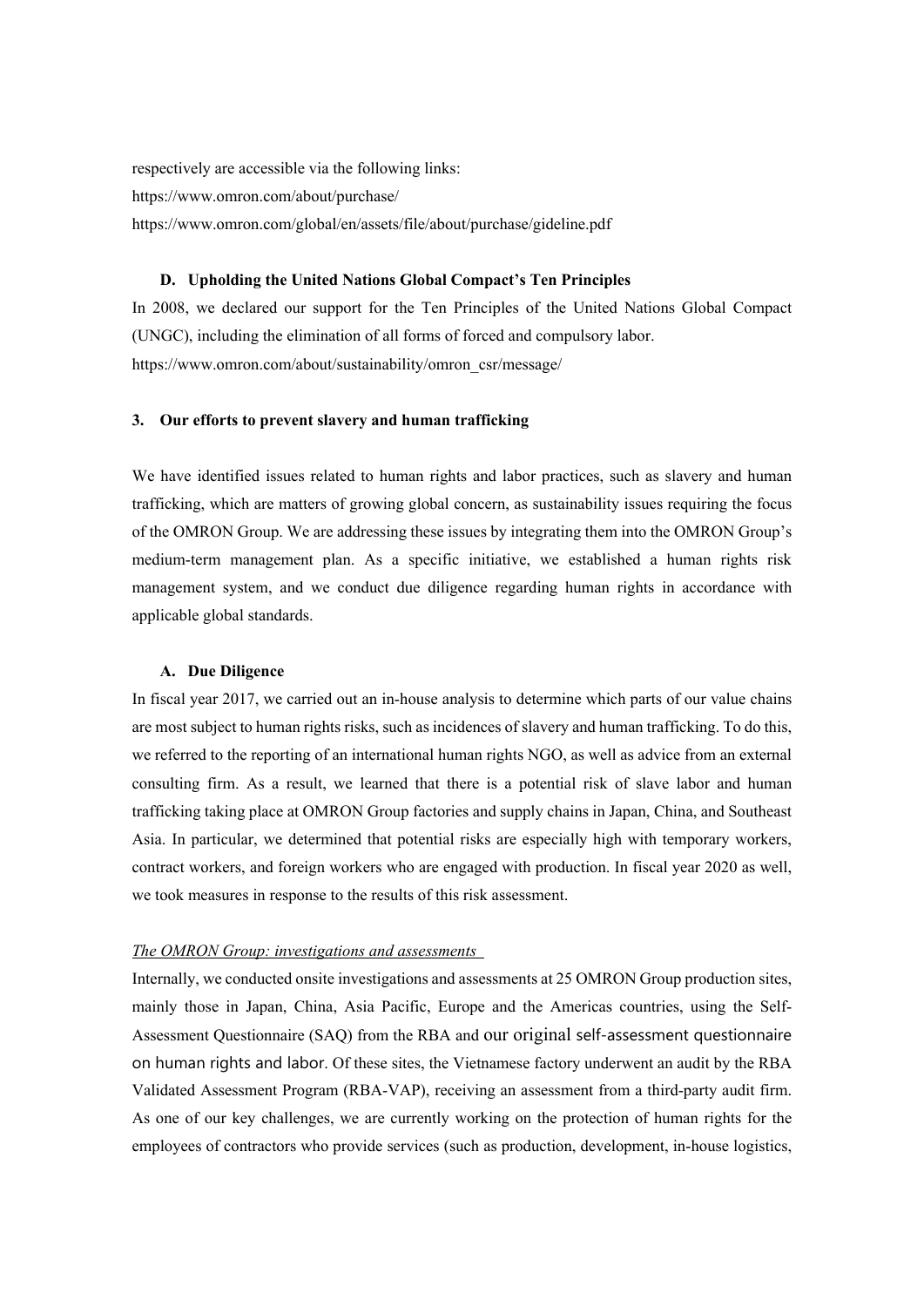respectively are accessible via the following links:
https://www.omron.com/about/purchase/
https://www.omron.com/global/en/assets/file/about/purchase/gideline.pdf

### D. Upholding the United Nations Global Compact's Ten Principles

In 2008, we declared our support for the Ten Principles of the United Nations Global Compact (UNGC), including the elimination of all forms of forced and compulsory labor.
https://www.omron.com/about/sustainability/omron_csr/message/

## 3. Our efforts to prevent slavery and human trafficking

We have identified issues related to human rights and labor practices, such as slavery and human trafficking, which are matters of growing global concern, as sustainability issues requiring the focus of the OMRON Group. We are addressing these issues by integrating them into the OMRON Group's medium-term management plan. As a specific initiative, we established a human rights risk management system, and we conduct due diligence regarding human rights in accordance with applicable global standards.

### A. Due Diligence

In fiscal year 2017, we carried out an in-house analysis to determine which parts of our value chains are most subject to human rights risks, such as incidences of slavery and human trafficking. To do this, we referred to the reporting of an international human rights NGO, as well as advice from an external consulting firm. As a result, we learned that there is a potential risk of slave labor and human trafficking taking place at OMRON Group factories and supply chains in Japan, China, and Southeast Asia. In particular, we determined that potential risks are especially high with temporary workers, contract workers, and foreign workers who are engaged with production. In fiscal year 2020 as well, we took measures in response to the results of this risk assessment.

*The OMRON Group: investigations and assessments*

Internally, we conducted onsite investigations and assessments at 25 OMRON Group production sites, mainly those in Japan, China, Asia Pacific, Europe and the Americas countries, using the Self-Assessment Questionnaire (SAQ) from the RBA and our original self-assessment questionnaire on human rights and labor. Of these sites, the Vietnamese factory underwent an audit by the RBA Validated Assessment Program (RBA-VAP), receiving an assessment from a third-party audit firm. As one of our key challenges, we are currently working on the protection of human rights for the employees of contractors who provide services (such as production, development, in-house logistics,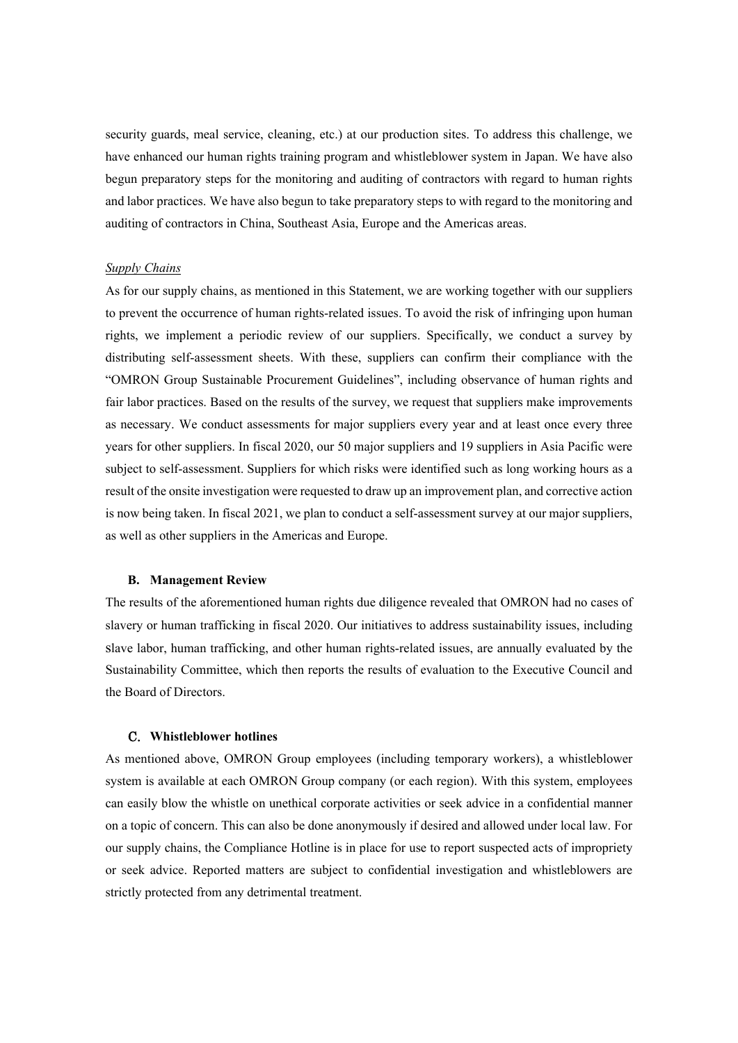security guards, meal service, cleaning, etc.) at our production sites. To address this challenge, we have enhanced our human rights training program and whistleblower system in Japan. We have also begun preparatory steps for the monitoring and auditing of contractors with regard to human rights and labor practices. We have also begun to take preparatory steps to with regard to the monitoring and auditing of contractors in China, Southeast Asia, Europe and the Americas areas.

*Supply Chains*

As for our supply chains, as mentioned in this Statement, we are working together with our suppliers to prevent the occurrence of human rights-related issues. To avoid the risk of infringing upon human rights, we implement a periodic review of our suppliers. Specifically, we conduct a survey by distributing self-assessment sheets. With these, suppliers can confirm their compliance with the "OMRON Group Sustainable Procurement Guidelines", including observance of human rights and fair labor practices. Based on the results of the survey, we request that suppliers make improvements as necessary. We conduct assessments for major suppliers every year and at least once every three years for other suppliers. In fiscal 2020, our 50 major suppliers and 19 suppliers in Asia Pacific were subject to self-assessment. Suppliers for which risks were identified such as long working hours as a result of the onsite investigation were requested to draw up an improvement plan, and corrective action is now being taken. In fiscal 2021, we plan to conduct a self-assessment survey at our major suppliers, as well as other suppliers in the Americas and Europe.

### B. Management Review

The results of the aforementioned human rights due diligence revealed that OMRON had no cases of slavery or human trafficking in fiscal 2020. Our initiatives to address sustainability issues, including slave labor, human trafficking, and other human rights-related issues, are annually evaluated by the Sustainability Committee, which then reports the results of evaluation to the Executive Council and the Board of Directors.

### C. Whistleblower hotlines

As mentioned above, OMRON Group employees (including temporary workers), a whistleblower system is available at each OMRON Group company (or each region). With this system, employees can easily blow the whistle on unethical corporate activities or seek advice in a confidential manner on a topic of concern. This can also be done anonymously if desired and allowed under local law. For our supply chains, the Compliance Hotline is in place for use to report suspected acts of impropriety or seek advice. Reported matters are subject to confidential investigation and whistleblowers are strictly protected from any detrimental treatment.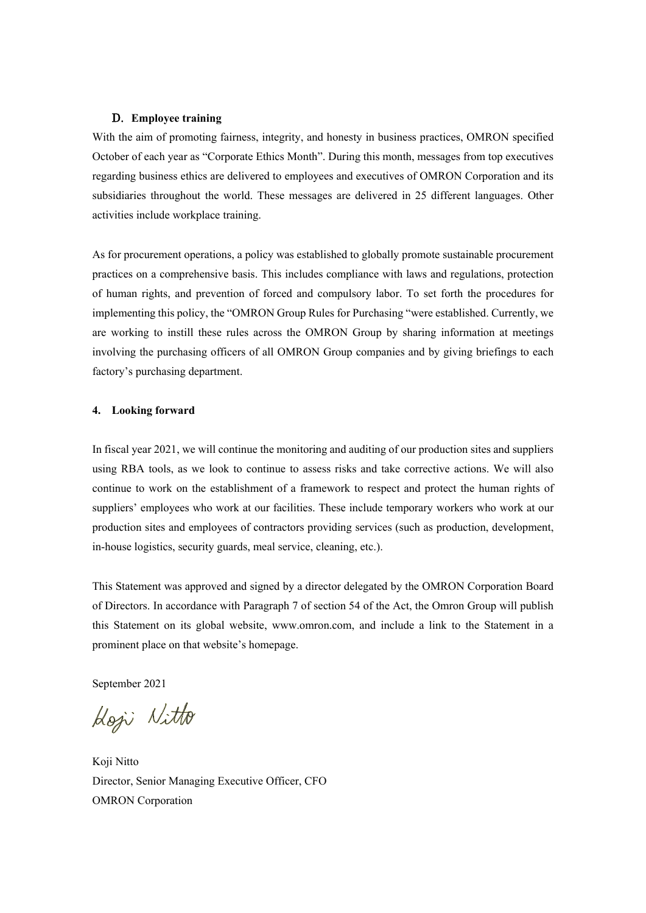### D. Employee training

With the aim of promoting fairness, integrity, and honesty in business practices, OMRON specified October of each year as "Corporate Ethics Month". During this month, messages from top executives regarding business ethics are delivered to employees and executives of OMRON Corporation and its subsidiaries throughout the world. These messages are delivered in 25 different languages. Other activities include workplace training.

As for procurement operations, a policy was established to globally promote sustainable procurement practices on a comprehensive basis. This includes compliance with laws and regulations, protection of human rights, and prevention of forced and compulsory labor. To set forth the procedures for implementing this policy, the "OMRON Group Rules for Purchasing "were established. Currently, we are working to instill these rules across the OMRON Group by sharing information at meetings involving the purchasing officers of all OMRON Group companies and by giving briefings to each factory's purchasing department.

## 4. Looking forward

In fiscal year 2021, we will continue the monitoring and auditing of our production sites and suppliers using RBA tools, as we look to continue to assess risks and take corrective actions. We will also continue to work on the establishment of a framework to respect and protect the human rights of suppliers' employees who work at our facilities. These include temporary workers who work at our production sites and employees of contractors providing services (such as production, development, in-house logistics, security guards, meal service, cleaning, etc.).

This Statement was approved and signed by a director delegated by the OMRON Corporation Board of Directors. In accordance with Paragraph 7 of section 54 of the Act, the Omron Group will publish this Statement on its global website, www.omron.com, and include a link to the Statement in a prominent place on that website's homepage.

September 2021

Koji Nitto

Koji Nitto
Director, Senior Managing Executive Officer, CFO
OMRON Corporation